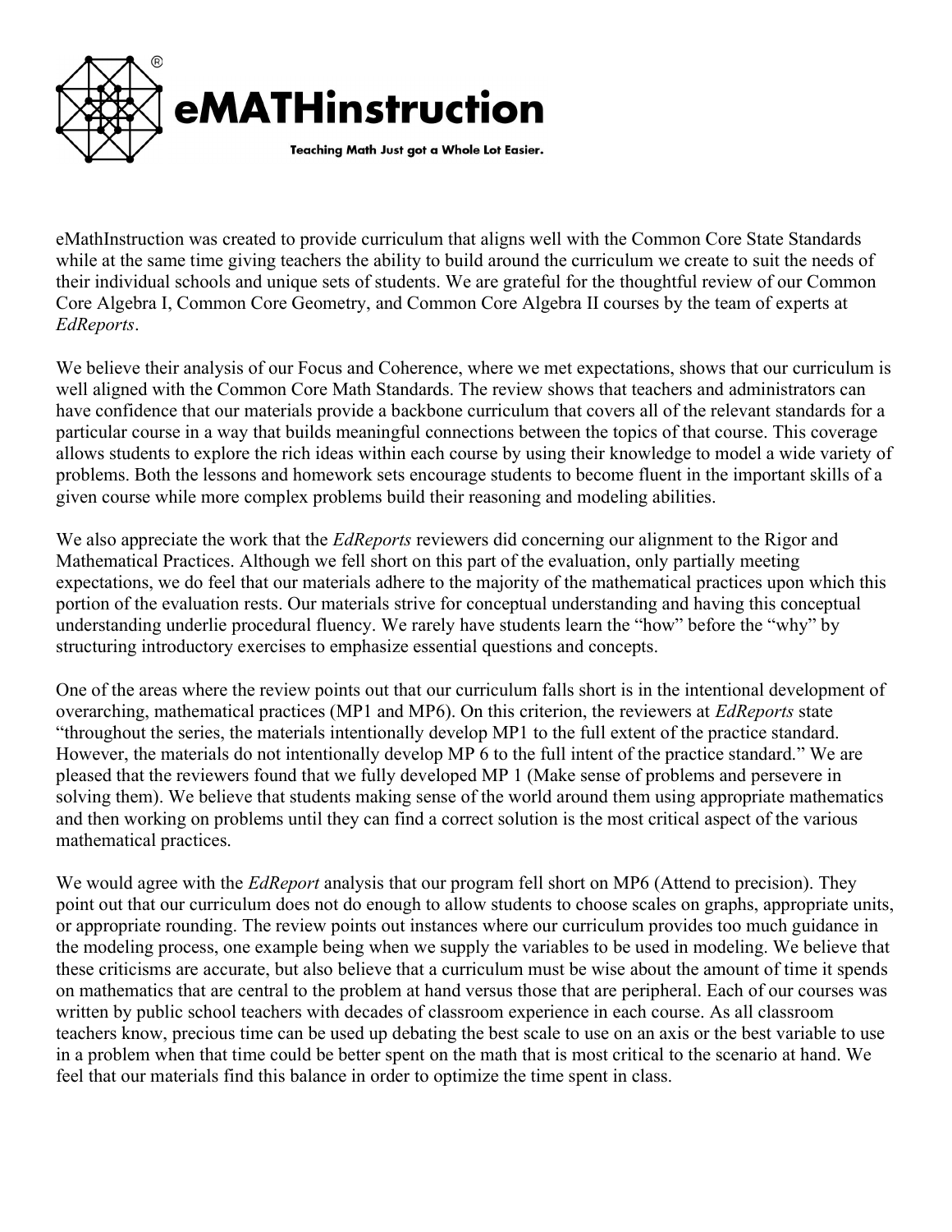**eMATHinstruction**

Teaching Math Just got a Whole Lot Easier.

eMathInstruction was created to provide curriculum that aligns well with the Common Core State Standards while at the same time giving teachers the ability to build around the curriculum we create to suit the needs of their individual schools and unique sets of students. We are grateful for the thoughtful review of our Common Core Algebra I, Common Core Geometry, and Common Core Algebra II courses by the team of experts at *EdReports*.

We believe their analysis of our Focus and Coherence, where we met expectations, shows that our curriculum is well aligned with the Common Core Math Standards. The review shows that teachers and administrators can have confidence that our materials provide a backbone curriculum that covers all of the relevant standards for a particular course in a way that builds meaningful connections between the topics of that course. This coverage allows students to explore the rich ideas within each course by using their knowledge to model a wide variety of problems. Both the lessons and homework sets encourage students to become fluent in the important skills of a given course while more complex problems build their reasoning and modeling abilities.

We also appreciate the work that the *EdReports* reviewers did concerning our alignment to the Rigor and Mathematical Practices. Although we fell short on this part of the evaluation, only partially meeting expectations, we do feel that our materials adhere to the majority of the mathematical practices upon which this portion of the evaluation rests. Our materials strive for conceptual understanding and having this conceptual understanding underlie procedural fluency. We rarely have students learn the "how" before the "why" by structuring introductory exercises to emphasize essential questions and concepts.

One of the areas where the review points out that our curriculum falls short is in the intentional development of overarching, mathematical practices (MP1 and MP6). On this criterion, the reviewers at *EdReports* state "throughout the series, the materials intentionally develop MP1 to the full extent of the practice standard. However, the materials do not intentionally develop MP 6 to the full intent of the practice standard." We are pleased that the reviewers found that we fully developed MP 1 (Make sense of problems and persevere in solving them). We believe that students making sense of the world around them using appropriate mathematics and then working on problems until they can find a correct solution is the most critical aspect of the various mathematical practices.

We would agree with the *EdReport* analysis that our program fell short on MP6 (Attend to precision). They point out that our curriculum does not do enough to allow students to choose scales on graphs, appropriate units, or appropriate rounding. The review points out instances where our curriculum provides too much guidance in the modeling process, one example being when we supply the variables to be used in modeling. We believe that these criticisms are accurate, but also believe that a curriculum must be wise about the amount of time it spends on mathematics that are central to the problem at hand versus those that are peripheral. Each of our courses was written by public school teachers with decades of classroom experience in each course. As all classroom teachers know, precious time can be used up debating the best scale to use on an axis or the best variable to use in a problem when that time could be better spent on the math that is most critical to the scenario at hand. We feel that our materials find this balance in order to optimize the time spent in class.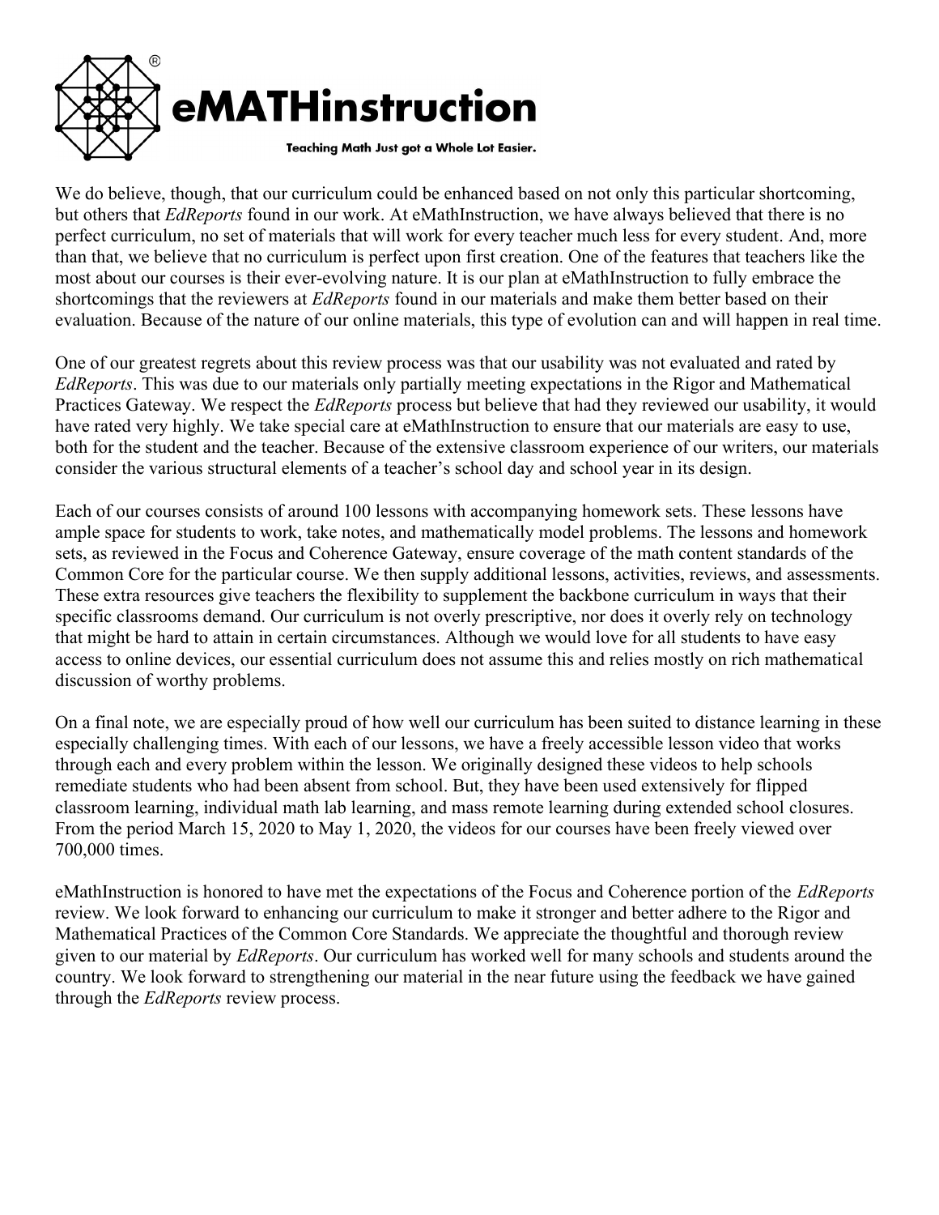We do believe, though, that our curriculum could be enhanced based on not only this particular shortcoming, but others that *EdReports* found in our work. At eMathInstruction, we have always believed that there is no perfect curriculum, no set of materials that will work for every teacher much less for every student. And, more than that, we believe that no curriculum is perfect upon first creation. One of the features that teachers like the most about our courses is their ever-evolving nature. It is our plan at eMathInstruction to fully embrace the shortcomings that the reviewers at *EdReports* found in our materials and make them better based on their evaluation. Because of the nature of our online materials, this type of evolution can and will happen in real time.

One of our greatest regrets about this review process was that our usability was not evaluated and rated by *EdReports*. This was due to our materials only partially meeting expectations in the Rigor and Mathematical Practices Gateway. We respect the *EdReports* process but believe that had they reviewed our usability, it would have rated very highly. We take special care at eMathInstruction to ensure that our materials are easy to use, both for the student and the teacher. Because of the extensive classroom experience of our writers, our materials consider the various structural elements of a teacher's school day and school year in its design.

Each of our courses consists of around 100 lessons with accompanying homework sets. These lessons have ample space for students to work, take notes, and mathematically model problems. The lessons and homework sets, as reviewed in the Focus and Coherence Gateway, ensure coverage of the math content standards of the Common Core for the particular course. We then supply additional lessons, activities, reviews, and assessments. These extra resources give teachers the flexibility to supplement the backbone curriculum in ways that their specific classrooms demand. Our curriculum is not overly prescriptive, nor does it overly rely on technology that might be hard to attain in certain circumstances. Although we would love for all students to have easy access to online devices, our essential curriculum does not assume this and relies mostly on rich mathematical discussion of worthy problems.

On a final note, we are especially proud of how well our curriculum has been suited to distance learning in these especially challenging times. With each of our lessons, we have a freely accessible lesson video that works through each and every problem within the lesson. We originally designed these videos to help schools remediate students who had been absent from school. But, they have been used extensively for flipped classroom learning, individual math lab learning, and mass remote learning during extended school closures. From the period March 15, 2020 to May 1, 2020, the videos for our courses have been freely viewed over 700,000 times.

eMathInstruction is honored to have met the expectations of the Focus and Coherence portion of the *EdReports* review. We look forward to enhancing our curriculum to make it stronger and better adhere to the Rigor and Mathematical Practices of the Common Core Standards. We appreciate the thoughtful and thorough review given to our material by *EdReports*. Our curriculum has worked well for many schools and students around the country. We look forward to strengthening our material in the near future using the feedback we have gained through the *EdReports* review process.